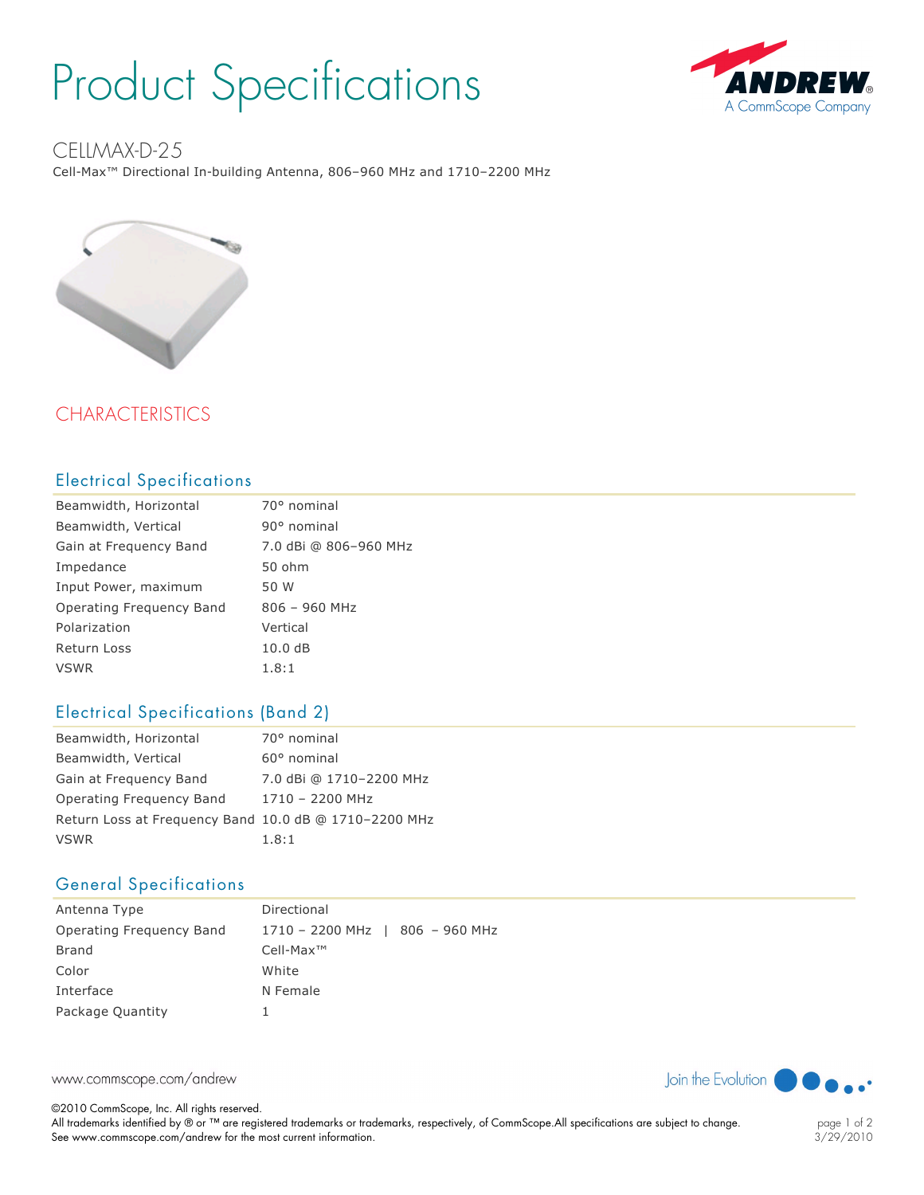# Product Specifications

ANDREW®
A CommScope Company

## CELLMAX-D-25

Cell-Max™ Directional In-building Antenna, 806–960 MHz and 1710–2200 MHz

## CHARACTERISTICS

### Electrical Specifications

| | |
|---|---|
| Beamwidth, Horizontal | 70° nominal |
| Beamwidth, Vertical | 90° nominal |
| Gain at Frequency Band | 7.0 dBi @ 806–960 MHz |
| Impedance | 50 ohm |
| Input Power, maximum | 50 W |
| Operating Frequency Band | 806 – 960 MHz |
| Polarization | Vertical |
| Return Loss | 10.0 dB |
| VSWR | 1.8:1 |

### Electrical Specifications (Band 2)

| | |
|---|---|
| Beamwidth, Horizontal | 70° nominal |
| Beamwidth, Vertical | 60° nominal |
| Gain at Frequency Band | 7.0 dBi @ 1710–2200 MHz |
| Operating Frequency Band | 1710 – 2200 MHz |
| Return Loss at Frequency Band | 10.0 dB @ 1710–2200 MHz |
| VSWR | 1.8:1 |

### General Specifications

| | |
|---|---|
| Antenna Type | Directional |
| Operating Frequency Band | 1710 – 2200 MHz \| 806 – 960 MHz |
| Brand | Cell-Max™ |
| Color | White |
| Interface | N Female |
| Package Quantity | 1 |

www.commscope.com/andrew

Join the Evolution

©2010 CommScope, Inc. All rights reserved.
All trademarks identified by ® or ™ are registered trademarks or trademarks, respectively, of CommScope.All specifications are subject to change.
See www.commscope.com/andrew for the most current information.

3/29/2010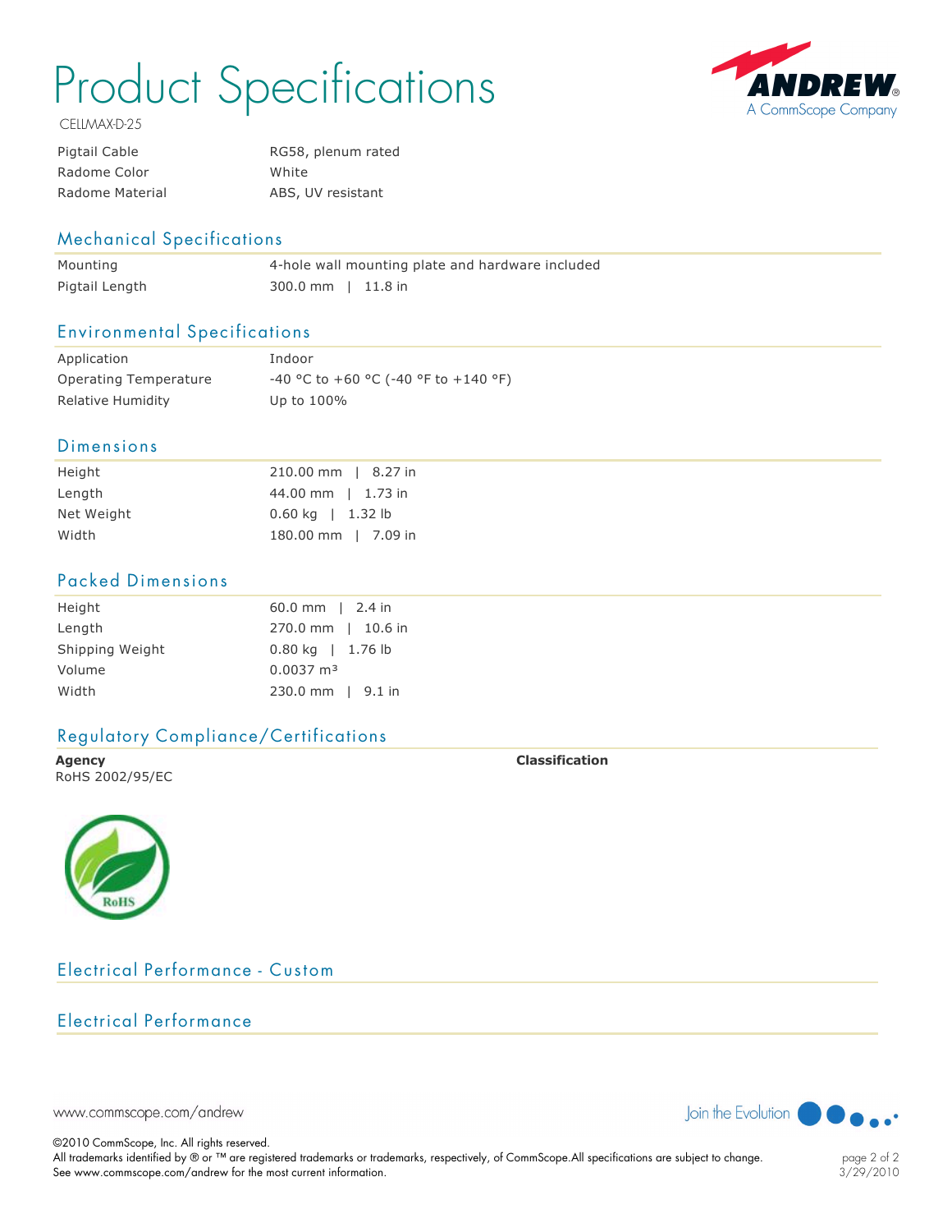# Product Specifications

CELLMAX-D-25

| | |
|---|---|
| Pigtail Cable | RG58, plenum rated |
| Radome Color | White |
| Radome Material | ABS, UV resistant |

## Mechanical Specifications

| | |
|---|---|
| Mounting | 4-hole wall mounting plate and hardware included |
| Pigtail Length | 300.0 mm \| 11.8 in |

## Environmental Specifications

| | |
|---|---|
| Application | Indoor |
| Operating Temperature | -40 °C to +60 °C (-40 °F to +140 °F) |
| Relative Humidity | Up to 100% |

## Dimensions

| | |
|---|---|
| Height | 210.00 mm \| 8.27 in |
| Length | 44.00 mm \| 1.73 in |
| Net Weight | 0.60 kg \| 1.32 lb |
| Width | 180.00 mm \| 7.09 in |

## Packed Dimensions

| | |
|---|---|
| Height | 60.0 mm \| 2.4 in |
| Length | 270.0 mm \| 10.6 in |
| Shipping Weight | 0.80 kg \| 1.76 lb |
| Volume | 0.0037 $m^3$ |
| Width | 230.0 mm \| 9.1 in |

## Regulatory Compliance/Certifications

| **Agency** | **Classification** |
|---|---|
| RoHS 2002/95/EC | |

RoHS

## Electrical Performance - Custom

## Electrical Performance

www.commscope.com/andrew

Join the Evolution

©2010 CommScope, Inc. All rights reserved.
All trademarks identified by ® or ™ are registered trademarks or trademarks, respectively, of CommScope.All specifications are subject to change.
See www.commscope.com/andrew for the most current information.

3/29/2010